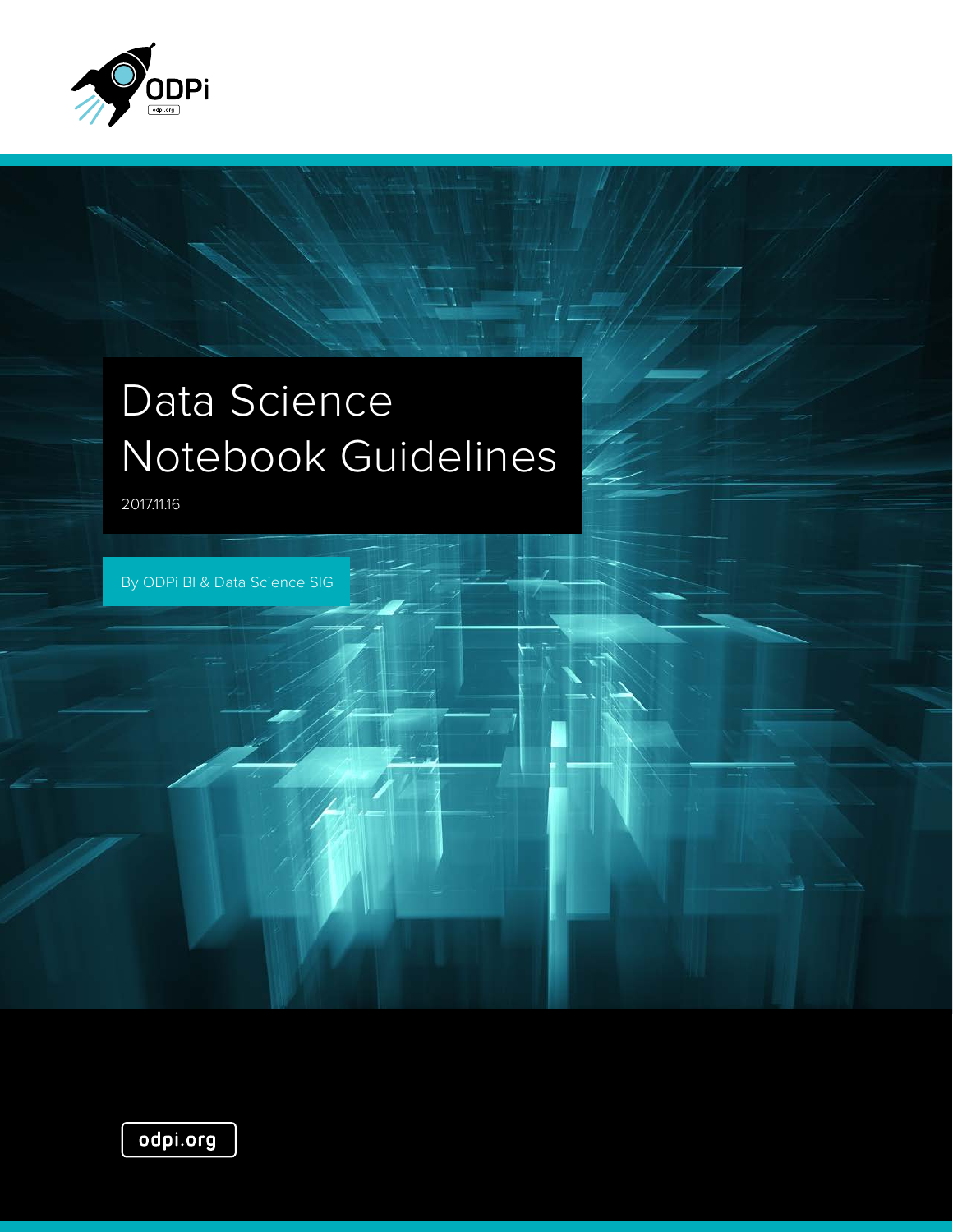ODPi

odpi.org

# Data Science Notebook Guidelines

2017.11.16

By ODPi BI & Data Science SIG

odpi.org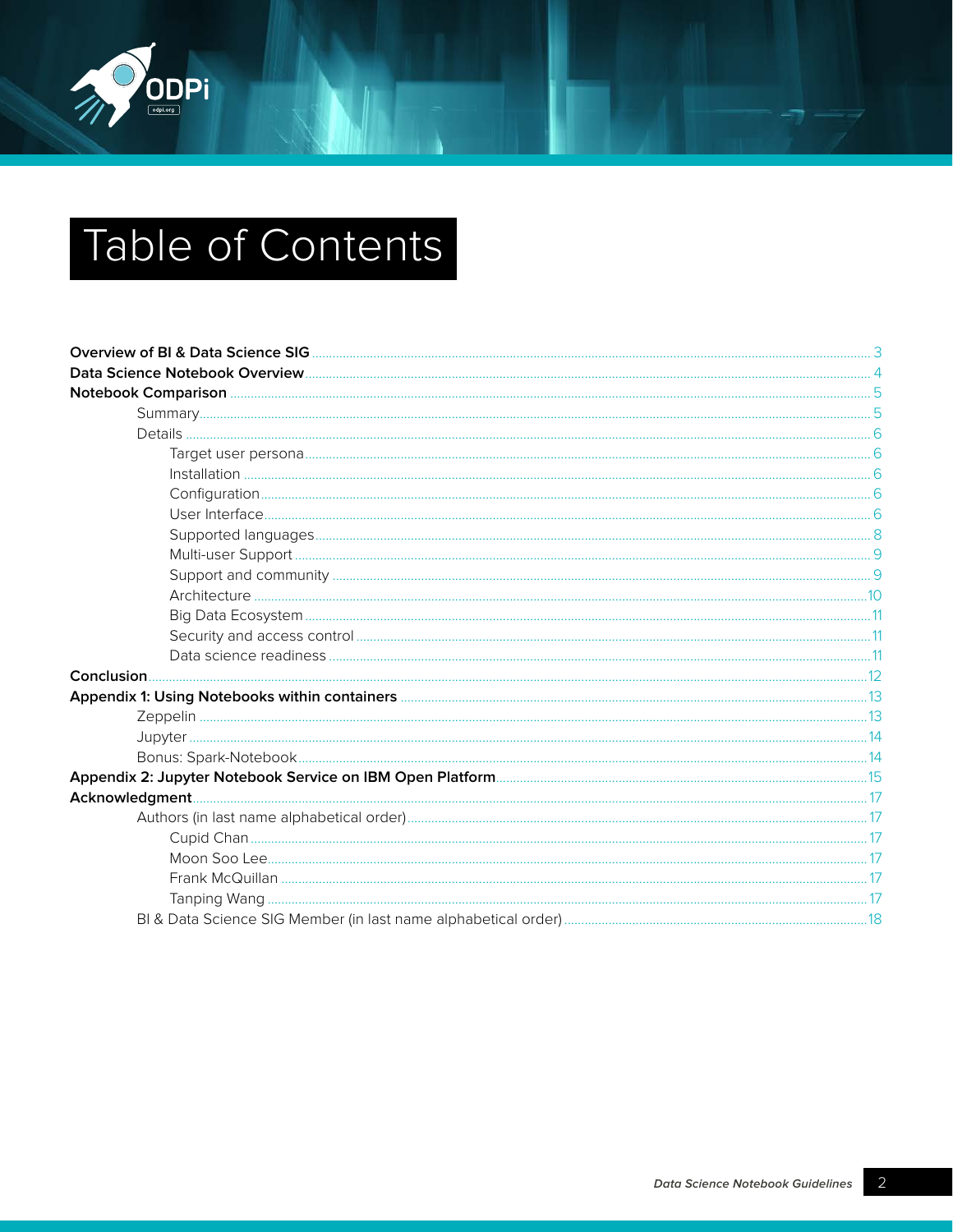# Table of Contents

**Overview of BI & Data Science SIG** ........ 3
**Data Science Notebook Overview** ........ 4
**Notebook Comparison** ........ 5
- Summary ........ 5
- Details ........ 6
    - Target user persona ........ 6
    - Installation ........ 6
    - Configuration ........ 6
    - User Interface ........ 6
    - Supported languages ........ 8
    - Multi-user Support ........ 9
    - Support and community ........ 9
    - Architecture ........ 10
    - Big Data Ecosystem ........ 11
    - Security and access control ........ 11
    - Data science readiness ........ 11

**Conclusion** ........ 12
**Appendix 1: Using Notebooks within containers** ........ 13
- Zeppelin ........ 13
- Jupyter ........ 14
- Bonus: Spark-Notebook ........ 14

**Appendix 2: Jupyter Notebook Service on IBM Open Platform** ........ 15
**Acknowledgment** ........ 17
- Authors (in last name alphabetical order) ........ 17
    - Cupid Chan ........ 17
    - Moon Soo Lee ........ 17
    - Frank McQuillan ........ 17
    - Tanping Wang ........ 17
- BI & Data Science SIG Member (in last name alphabetical order) ........ 18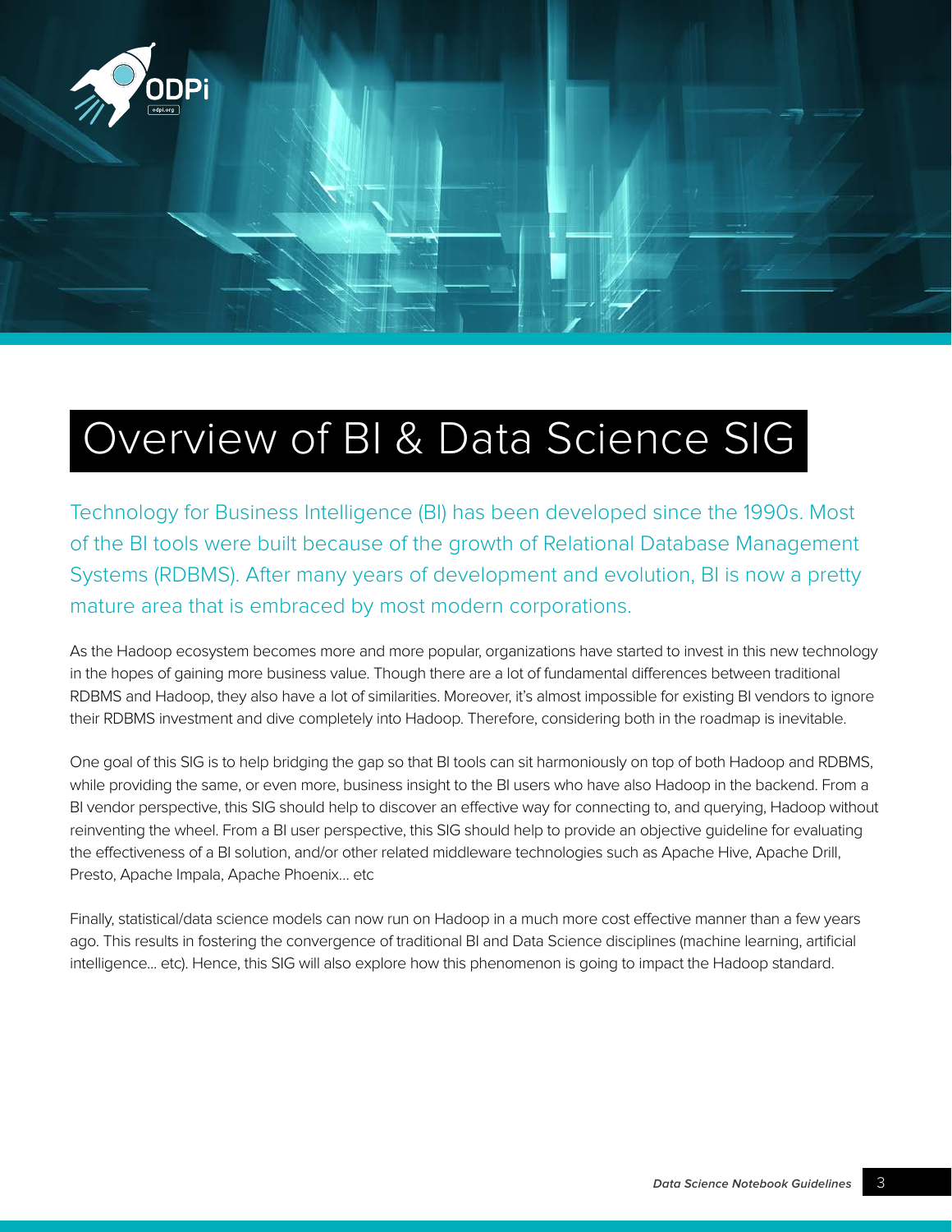# Overview of BI & Data Science SIG

Technology for Business Intelligence (BI) has been developed since the 1990s. Most of the BI tools were built because of the growth of Relational Database Management Systems (RDBMS). After many years of development and evolution, BI is now a pretty mature area that is embraced by most modern corporations.

As the Hadoop ecosystem becomes more and more popular, organizations have started to invest in this new technology in the hopes of gaining more business value. Though there are a lot of fundamental differences between traditional RDBMS and Hadoop, they also have a lot of similarities. Moreover, it's almost impossible for existing BI vendors to ignore their RDBMS investment and dive completely into Hadoop. Therefore, considering both in the roadmap is inevitable.

One goal of this SIG is to help bridging the gap so that BI tools can sit harmoniously on top of both Hadoop and RDBMS, while providing the same, or even more, business insight to the BI users who have also Hadoop in the backend. From a BI vendor perspective, this SIG should help to discover an effective way for connecting to, and querying, Hadoop without reinventing the wheel. From a BI user perspective, this SIG should help to provide an objective guideline for evaluating the effectiveness of a BI solution, and/or other related middleware technologies such as Apache Hive, Apache Drill, Presto, Apache Impala, Apache Phoenix... etc

Finally, statistical/data science models can now run on Hadoop in a much more cost effective manner than a few years ago. This results in fostering the convergence of traditional BI and Data Science disciplines (machine learning, artificial intelligence... etc). Hence, this SIG will also explore how this phenomenon is going to impact the Hadoop standard.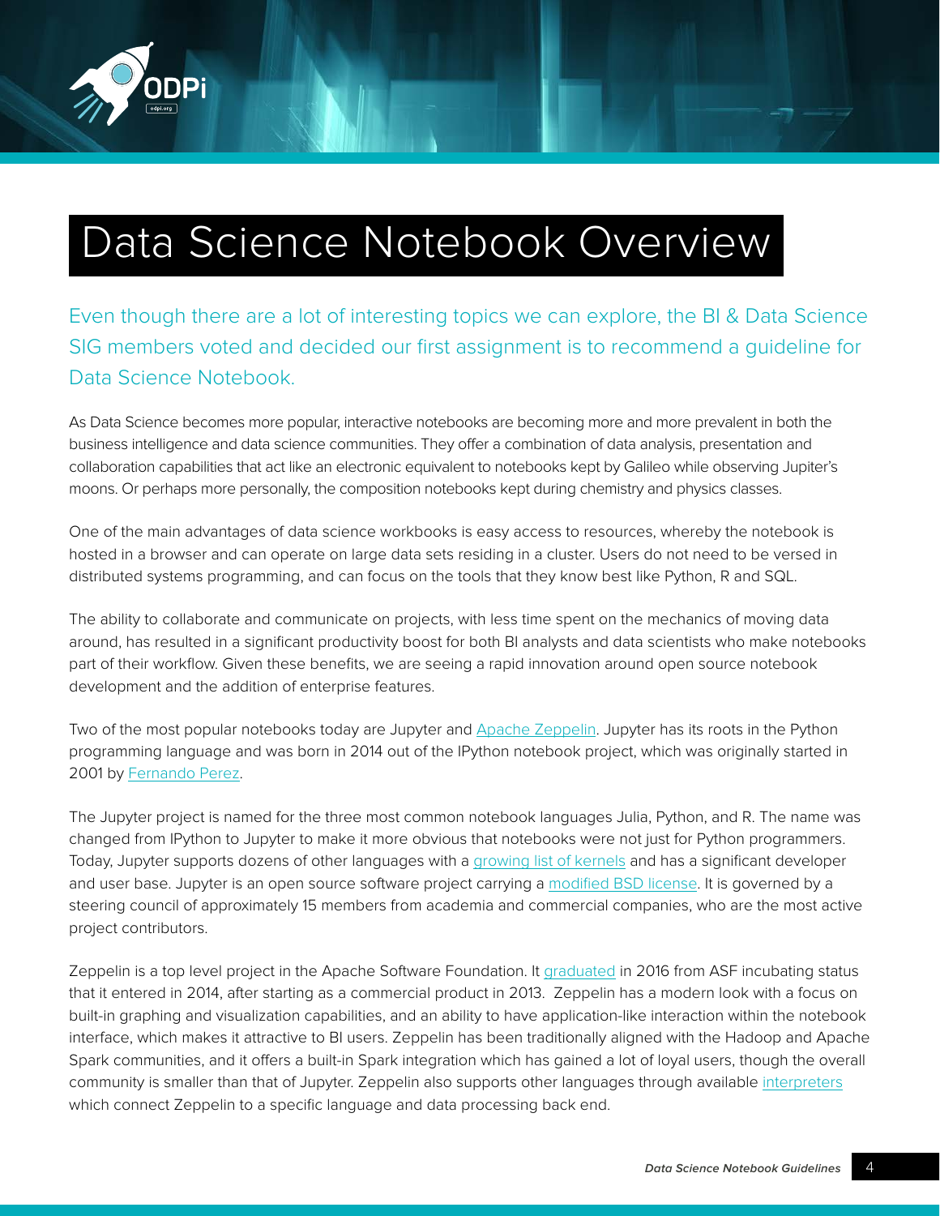# Data Science Notebook Overview

Even though there are a lot of interesting topics we can explore, the BI & Data Science SIG members voted and decided our first assignment is to recommend a guideline for Data Science Notebook.

As Data Science becomes more popular, interactive notebooks are becoming more and more prevalent in both the business intelligence and data science communities. They offer a combination of data analysis, presentation and collaboration capabilities that act like an electronic equivalent to notebooks kept by Galileo while observing Jupiter's moons. Or perhaps more personally, the composition notebooks kept during chemistry and physics classes.

One of the main advantages of data science workbooks is easy access to resources, whereby the notebook is hosted in a browser and can operate on large data sets residing in a cluster. Users do not need to be versed in distributed systems programming, and can focus on the tools that they know best like Python, R and SQL.

The ability to collaborate and communicate on projects, with less time spent on the mechanics of moving data around, has resulted in a significant productivity boost for both BI analysts and data scientists who make notebooks part of their workflow. Given these benefits, we are seeing a rapid innovation around open source notebook development and the addition of enterprise features.

Two of the most popular notebooks today are Jupyter and Apache Zeppelin. Jupyter has its roots in the Python programming language and was born in 2014 out of the IPython notebook project, which was originally started in 2001 by Fernando Perez.

The Jupyter project is named for the three most common notebook languages Julia, Python, and R. The name was changed from IPython to Jupyter to make it more obvious that notebooks were not just for Python programmers. Today, Jupyter supports dozens of other languages with a growing list of kernels and has a significant developer and user base. Jupyter is an open source software project carrying a modified BSD license. It is governed by a steering council of approximately 15 members from academia and commercial companies, who are the most active project contributors.

Zeppelin is a top level project in the Apache Software Foundation. It graduated in 2016 from ASF incubating status that it entered in 2014, after starting as a commercial product in 2013. Zeppelin has a modern look with a focus on built-in graphing and visualization capabilities, and an ability to have application-like interaction within the notebook interface, which makes it attractive to BI users. Zeppelin has been traditionally aligned with the Hadoop and Apache Spark communities, and it offers a built-in Spark integration which has gained a lot of loyal users, though the overall community is smaller than that of Jupyter. Zeppelin also supports other languages through available interpreters which connect Zeppelin to a specific language and data processing back end.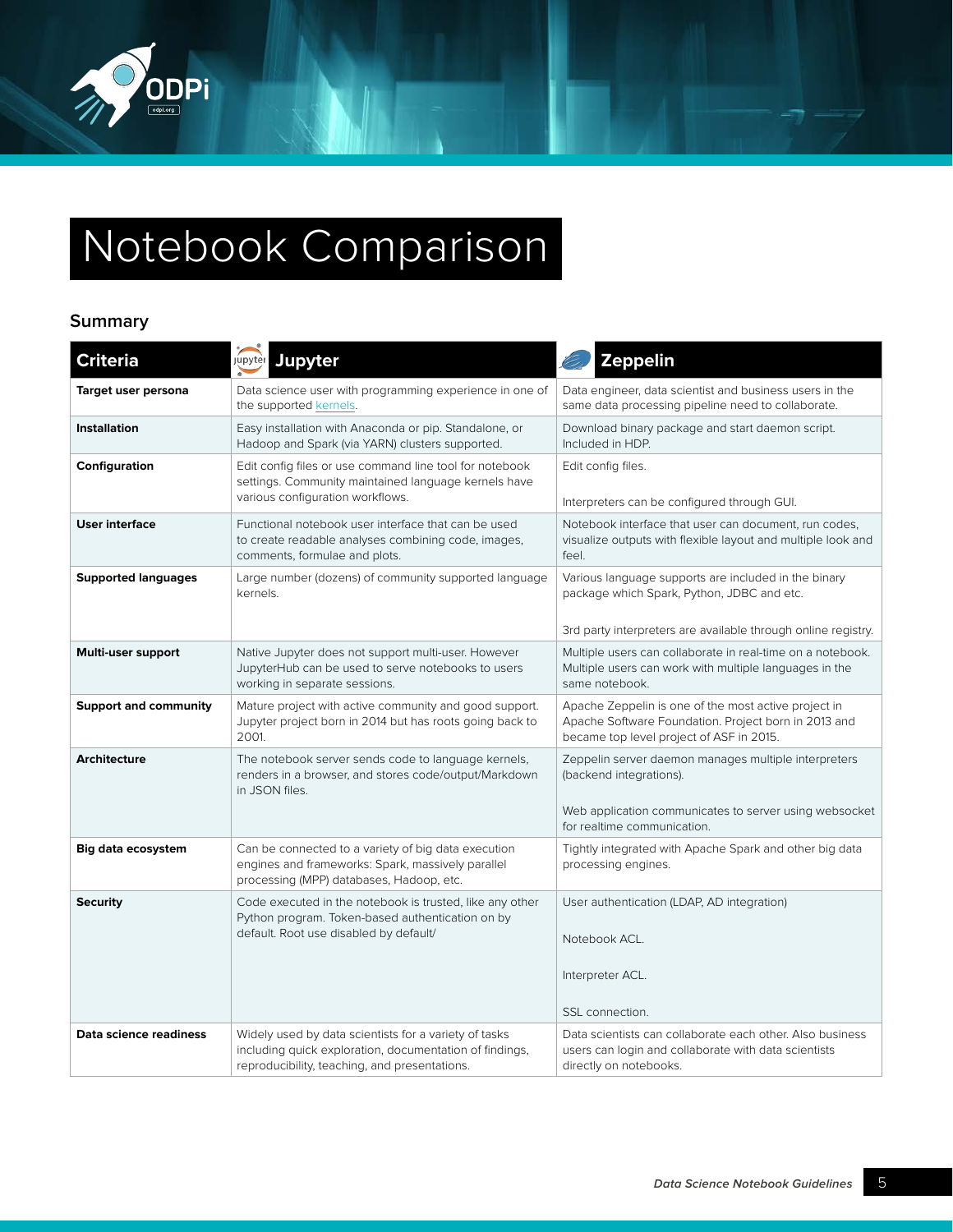# Notebook Comparison

## Summary

| Criteria | Jupyter | Zeppelin |
|---|---|---|
| **Target user persona** | Data science user with programming experience in one of the supported kernels. | Data engineer, data scientist and business users in the same data processing pipeline need to collaborate. |
| **Installation** | Easy installation with Anaconda or pip. Standalone, or Hadoop and Spark (via YARN) clusters supported. | Download binary package and start daemon script. Included in HDP. |
| **Configuration** | Edit config files or use command line tool for notebook settings. Community maintained language kernels have various configuration workflows. | Edit config files.<br><br>Interpreters can be configured through GUI. |
| **User interface** | Functional notebook user interface that can be used to create readable analyses combining code, images, comments, formulae and plots. | Notebook interface that user can document, run codes, visualize outputs with flexible layout and multiple look and feel. |
| **Supported languages** | Large number (dozens) of community supported language kernels. | Various language supports are included in the binary package which Spark, Python, JDBC and etc.<br><br>3rd party interpreters are available through online registry. |
| **Multi-user support** | Native Jupyter does not support multi-user. However JupyterHub can be used to serve notebooks to users working in separate sessions. | Multiple users can collaborate in real-time on a notebook. Multiple users can work with multiple languages in the same notebook. |
| **Support and community** | Mature project with active community and good support. Jupyter project born in 2014 but has roots going back to 2001. | Apache Zeppelin is one of the most active project in Apache Software Foundation. Project born in 2013 and became top level project of ASF in 2015. |
| **Architecture** | The notebook server sends code to language kernels, renders in a browser, and stores code/output/Markdown in JSON files. | Zeppelin server daemon manages multiple interpreters (backend integrations).<br><br>Web application communicates to server using websocket for realtime communication. |
| **Big data ecosystem** | Can be connected to a variety of big data execution engines and frameworks: Spark, massively parallel processing (MPP) databases, Hadoop, etc. | Tightly integrated with Apache Spark and other big data processing engines. |
| **Security** | Code executed in the notebook is trusted, like any other Python program. Token-based authentication on by default. Root use disabled by default/ | User authentication (LDAP, AD integration)<br><br>Notebook ACL.<br><br>Interpreter ACL.<br><br>SSL connection. |
| **Data science readiness** | Widely used by data scientists for a variety of tasks including quick exploration, documentation of findings, reproducibility, teaching, and presentations. | Data scientists can collaborate each other. Also business users can login and collaborate with data scientists directly on notebooks. |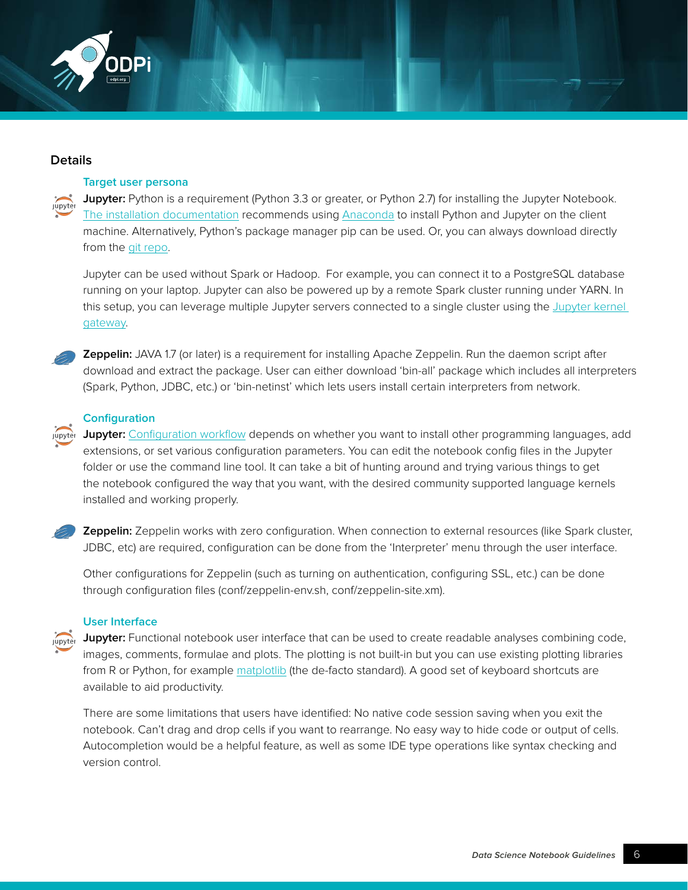## Details

### Target user persona

**Jupyter:** Python is a requirement (Python 3.3 or greater, or Python 2.7) for installing the Jupyter Notebook. The installation documentation recommends using Anaconda to install Python and Jupyter on the client machine. Alternatively, Python's package manager pip can be used. Or, you can always download directly from the git repo.

Jupyter can be used without Spark or Hadoop. For example, you can connect it to a PostgreSQL database running on your laptop. Jupyter can also be powered up by a remote Spark cluster running under YARN. In this setup, you can leverage multiple Jupyter servers connected to a single cluster using the Jupyter kernel gateway.

**Zeppelin:** JAVA 1.7 (or later) is a requirement for installing Apache Zeppelin. Run the daemon script after download and extract the package. User can either download 'bin-all' package which includes all interpreters (Spark, Python, JDBC, etc.) or 'bin-netinst' which lets users install certain interpreters from network.

### Configuration

**Jupyter:** Configuration workflow depends on whether you want to install other programming languages, add extensions, or set various configuration parameters. You can edit the notebook config files in the Jupyter folder or use the command line tool. It can take a bit of hunting around and trying various things to get the notebook configured the way that you want, with the desired community supported language kernels installed and working properly.

**Zeppelin:** Zeppelin works with zero configuration. When connection to external resources (like Spark cluster, JDBC, etc) are required, configuration can be done from the 'Interpreter' menu through the user interface.

Other configurations for Zeppelin (such as turning on authentication, configuring SSL, etc.) can be done through configuration files (conf/zeppelin-env.sh, conf/zeppelin-site.xm).

### User Interface

**Jupyter:** Functional notebook user interface that can be used to create readable analyses combining code, images, comments, formulae and plots. The plotting is not built-in but you can use existing plotting libraries from R or Python, for example matplotlib (the de-facto standard). A good set of keyboard shortcuts are available to aid productivity.

There are some limitations that users have identified: No native code session saving when you exit the notebook. Can't drag and drop cells if you want to rearrange. No easy way to hide code or output of cells. Autocompletion would be a helpful feature, as well as some IDE type operations like syntax checking and version control.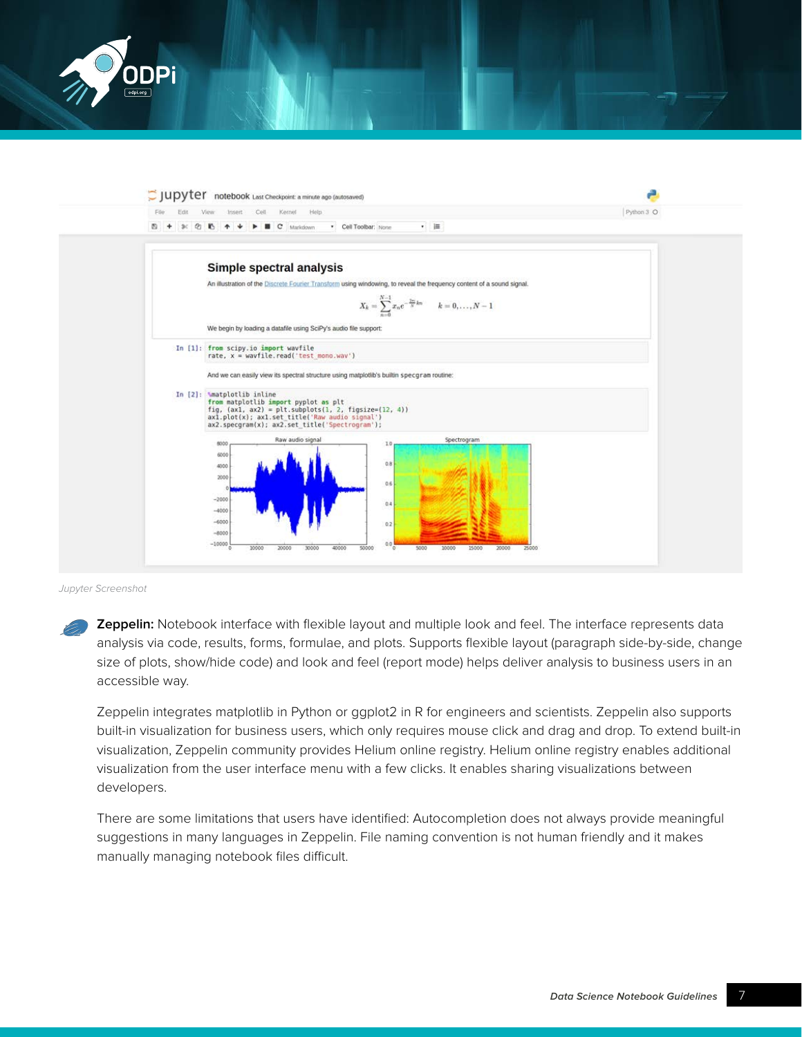Jupyter Screenshot

**Zeppelin:** Notebook interface with flexible layout and multiple look and feel. The interface represents data analysis via code, results, forms, formulae, and plots. Supports flexible layout (paragraph side-by-side, change size of plots, show/hide code) and look and feel (report mode) helps deliver analysis to business users in an accessible way.

Zeppelin integrates matplotlib in Python or ggplot2 in R for engineers and scientists. Zeppelin also supports built-in visualization for business users, which only requires mouse click and drag and drop. To extend built-in visualization, Zeppelin community provides Helium online registry. Helium online registry enables additional visualization from the user interface menu with a few clicks. It enables sharing visualizations between developers.

There are some limitations that users have identified: Autocompletion does not always provide meaningful suggestions in many languages in Zeppelin. File naming convention is not human friendly and it makes manually managing notebook files difficult.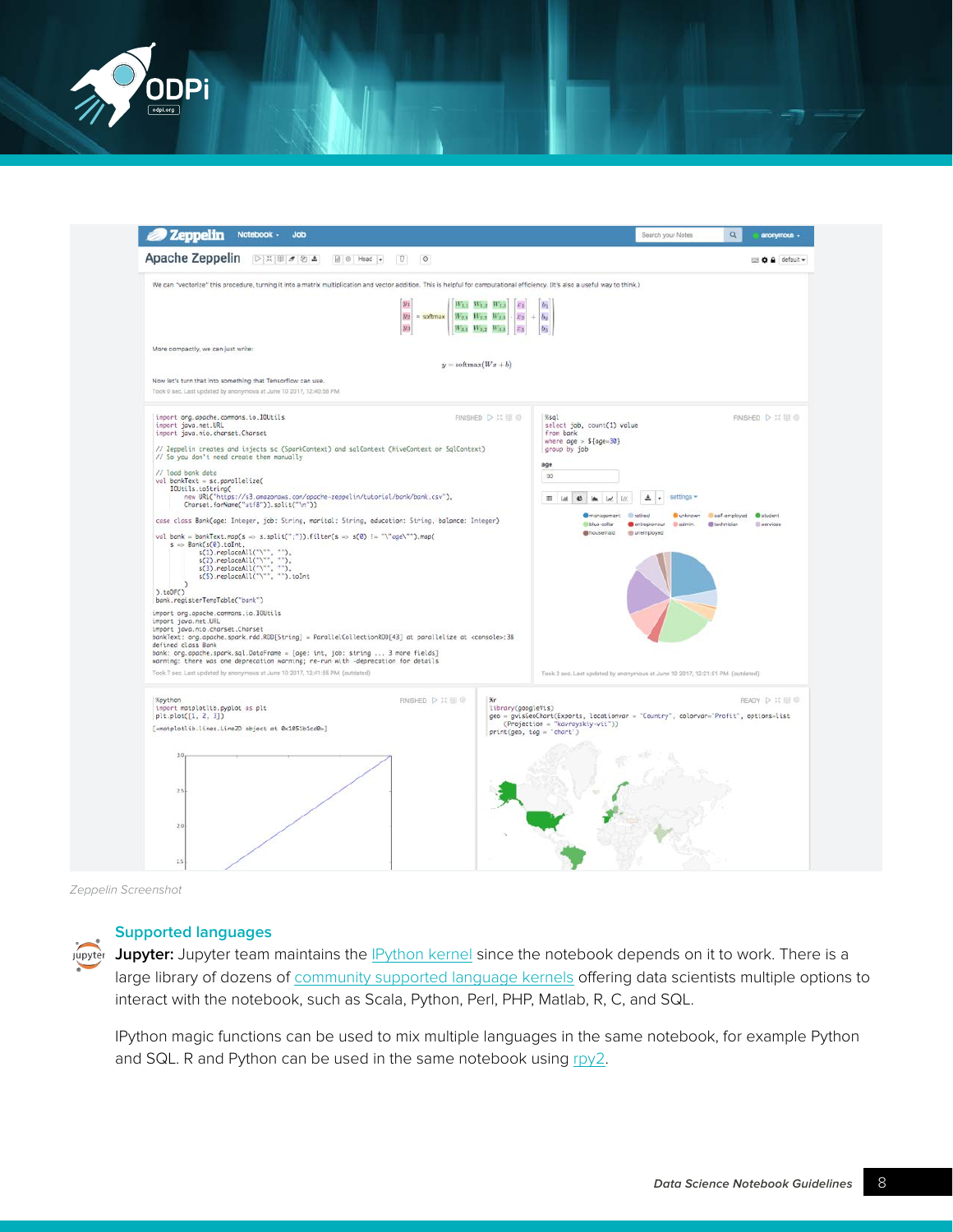*Zeppelin Screenshot*

## Supported languages

**Jupyter:** Jupyter team maintains the IPython kernel since the notebook depends on it to work. There is a large library of dozens of community supported language kernels offering data scientists multiple options to interact with the notebook, such as Scala, Python, Perl, PHP, Matlab, R, C, and SQL.

IPython magic functions can be used to mix multiple languages in the same notebook, for example Python and SQL. R and Python can be used in the same notebook using rpy2.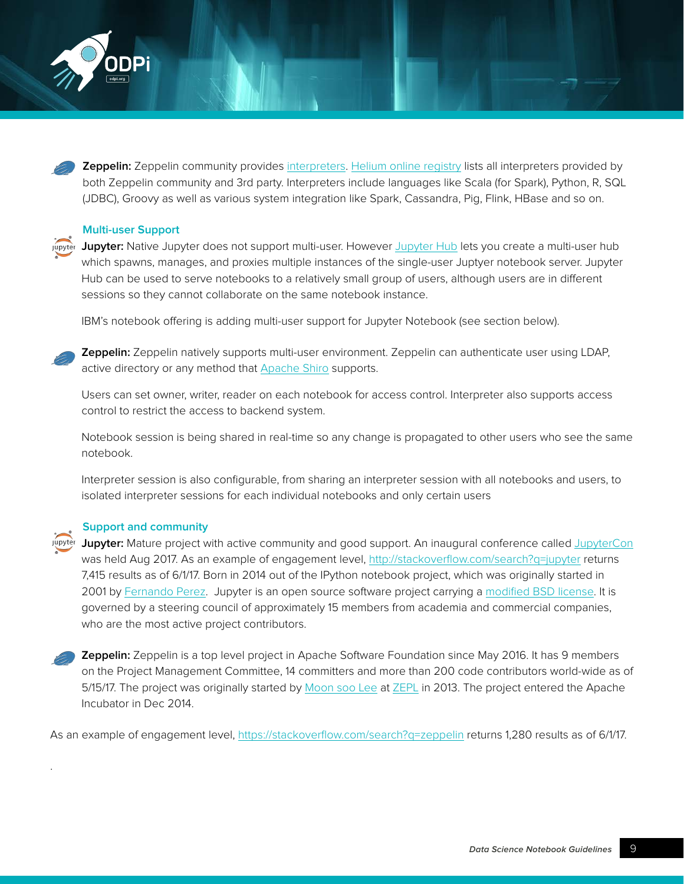**Zeppelin:** Zeppelin community provides interpreters. Helium online registry lists all interpreters provided by both Zeppelin community and 3rd party. Interpreters include languages like Scala (for Spark), Python, R, SQL (JDBC), Groovy as well as various system integration like Spark, Cassandra, Pig, Flink, HBase and so on.

### Multi-user Support

**Jupyter:** Native Jupyter does not support multi-user. However Jupyter Hub lets you create a multi-user hub which spawns, manages, and proxies multiple instances of the single-user Juptyer notebook server. Jupyter Hub can be used to serve notebooks to a relatively small group of users, although users are in different sessions so they cannot collaborate on the same notebook instance.

IBM's notebook offering is adding multi-user support for Jupyter Notebook (see section below).

**Zeppelin:** Zeppelin natively supports multi-user environment. Zeppelin can authenticate user using LDAP, active directory or any method that Apache Shiro supports.

Users can set owner, writer, reader on each notebook for access control. Interpreter also supports access control to restrict the access to backend system.

Notebook session is being shared in real-time so any change is propagated to other users who see the same notebook.

Interpreter session is also configurable, from sharing an interpreter session with all notebooks and users, to isolated interpreter sessions for each individual notebooks and only certain users

### Support and community

**Jupyter:** Mature project with active community and good support. An inaugural conference called JupyterCon was held Aug 2017. As an example of engagement level, http://stackoverflow.com/search?q=jupyter returns 7,415 results as of 6/1/17. Born in 2014 out of the IPython notebook project, which was originally started in 2001 by Fernando Perez. Jupyter is an open source software project carrying a modified BSD license. It is governed by a steering council of approximately 15 members from academia and commercial companies, who are the most active project contributors.

**Zeppelin:** Zeppelin is a top level project in Apache Software Foundation since May 2016. It has 9 members on the Project Management Committee, 14 committers and more than 200 code contributors world-wide as of 5/15/17. The project was originally started by Moon soo Lee at ZEPL in 2013. The project entered the Apache Incubator in Dec 2014.

As an example of engagement level, https://stackoverflow.com/search?q=zeppelin returns 1,280 results as of 6/1/17.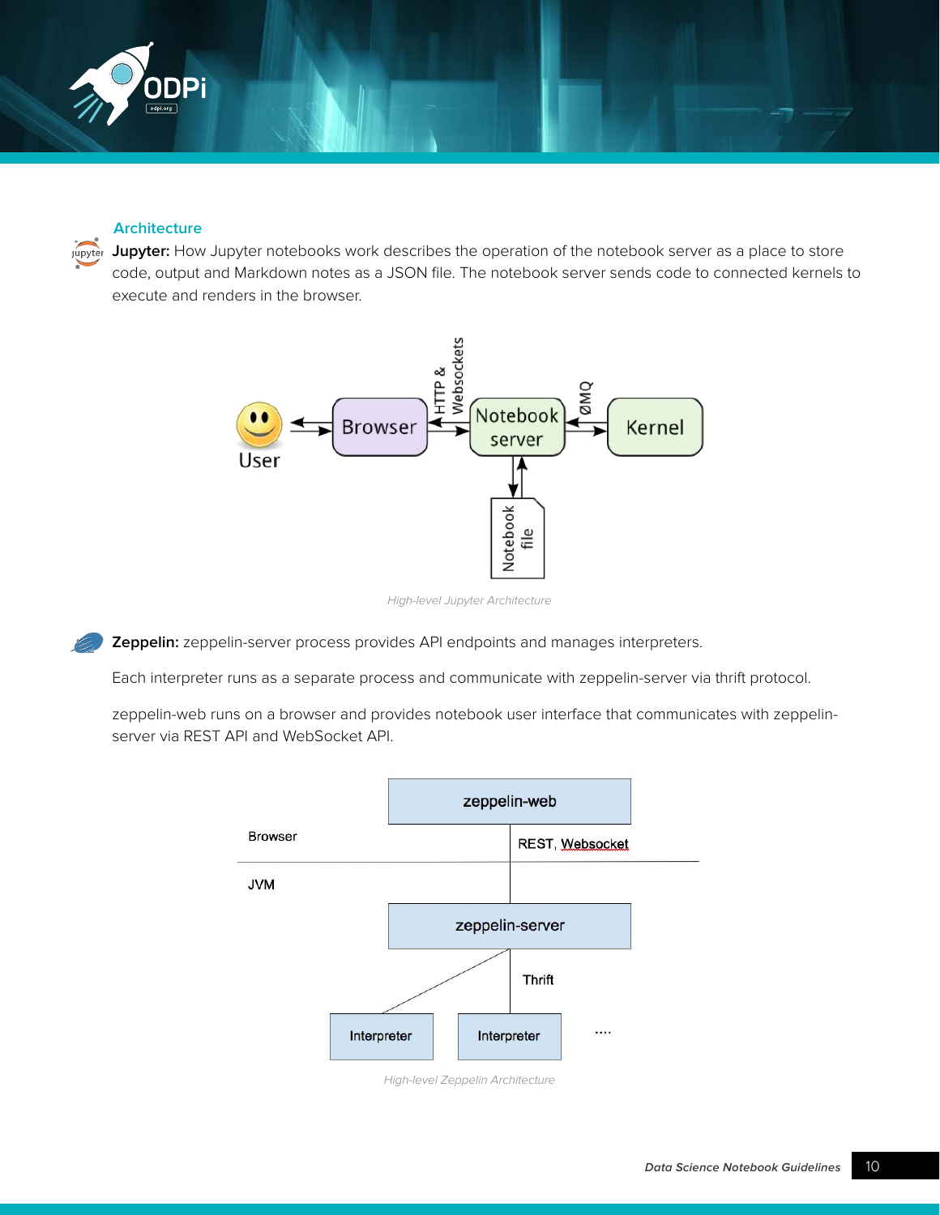### Architecture

**Jupyter:** How Jupyter notebooks work describes the operation of the notebook server as a place to store code, output and Markdown notes as a JSON file. The notebook server sends code to connected kernels to execute and renders in the browser.

*High-level Jupyter Architecture*

**Zeppelin:** zeppelin-server process provides API endpoints and manages interpreters.

Each interpreter runs as a separate process and communicate with zeppelin-server via thrift protocol.

zeppelin-web runs on a browser and provides notebook user interface that communicates with zeppelin-server via REST API and WebSocket API.

*High-level Zeppelin Architecture*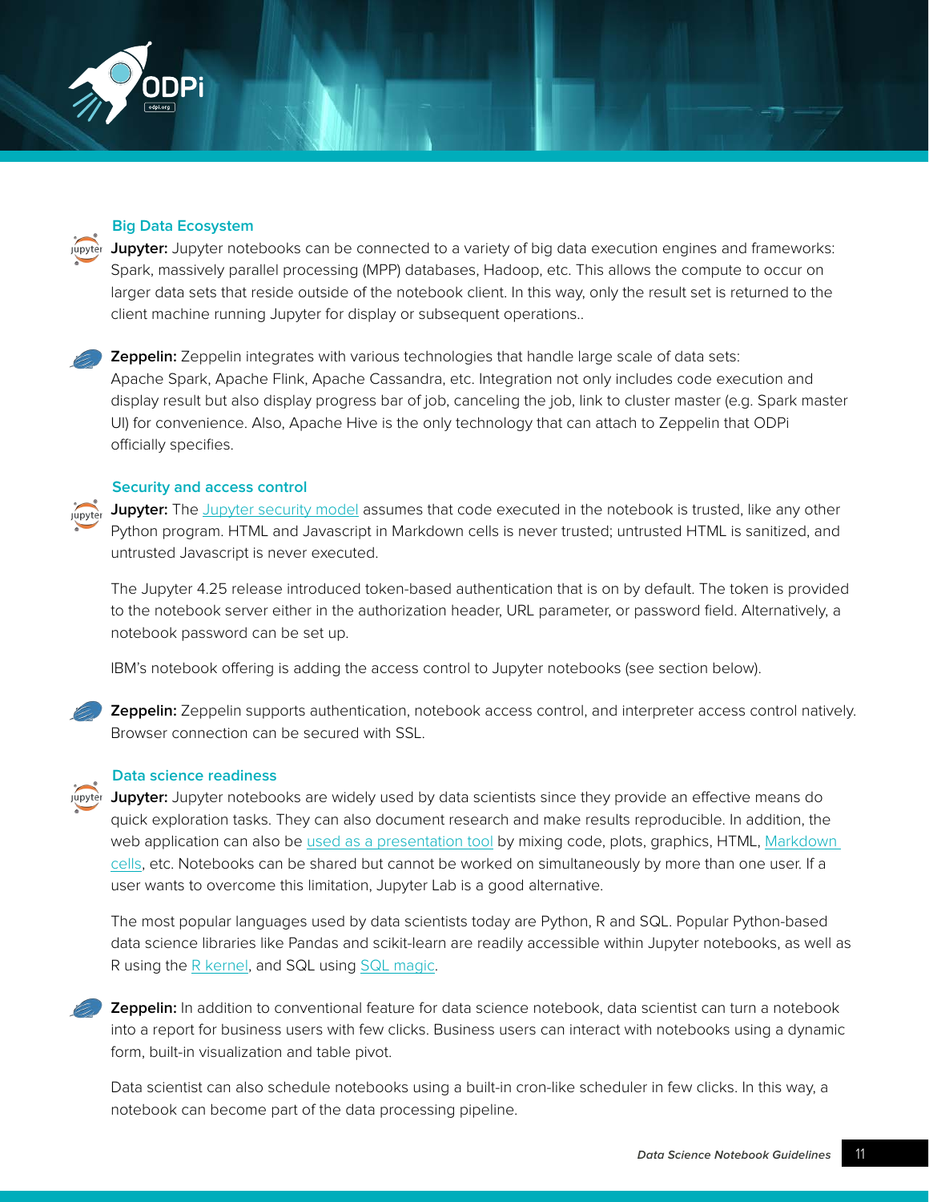### Big Data Ecosystem

**Jupyter:** Jupyter notebooks can be connected to a variety of big data execution engines and frameworks: Spark, massively parallel processing (MPP) databases, Hadoop, etc. This allows the compute to occur on larger data sets that reside outside of the notebook client. In this way, only the result set is returned to the client machine running Jupyter for display or subsequent operations..

**Zeppelin:** Zeppelin integrates with various technologies that handle large scale of data sets: Apache Spark, Apache Flink, Apache Cassandra, etc. Integration not only includes code execution and display result but also display progress bar of job, canceling the job, link to cluster master (e.g. Spark master UI) for convenience. Also, Apache Hive is the only technology that can attach to Zeppelin that ODPi officially specifies.

### Security and access control

**Jupyter:** The Jupyter security model assumes that code executed in the notebook is trusted, like any other Python program. HTML and Javascript in Markdown cells is never trusted; untrusted HTML is sanitized, and untrusted Javascript is never executed.

The Jupyter 4.25 release introduced token-based authentication that is on by default. The token is provided to the notebook server either in the authorization header, URL parameter, or password field. Alternatively, a notebook password can be set up.

IBM's notebook offering is adding the access control to Jupyter notebooks (see section below).

**Zeppelin:** Zeppelin supports authentication, notebook access control, and interpreter access control natively. Browser connection can be secured with SSL.

### Data science readiness

**Jupyter:** Jupyter notebooks are widely used by data scientists since they provide an effective means do quick exploration tasks. They can also document research and make results reproducible. In addition, the web application can also be used as a presentation tool by mixing code, plots, graphics, HTML, Markdown cells, etc. Notebooks can be shared but cannot be worked on simultaneously by more than one user. If a user wants to overcome this limitation, Jupyter Lab is a good alternative.

The most popular languages used by data scientists today are Python, R and SQL. Popular Python-based data science libraries like Pandas and scikit-learn are readily accessible within Jupyter notebooks, as well as R using the R kernel, and SQL using SQL magic.

**Zeppelin:** In addition to conventional feature for data science notebook, data scientist can turn a notebook into a report for business users with few clicks. Business users can interact with notebooks using a dynamic form, built-in visualization and table pivot.

Data scientist can also schedule notebooks using a built-in cron-like scheduler in few clicks. In this way, a notebook can become part of the data processing pipeline.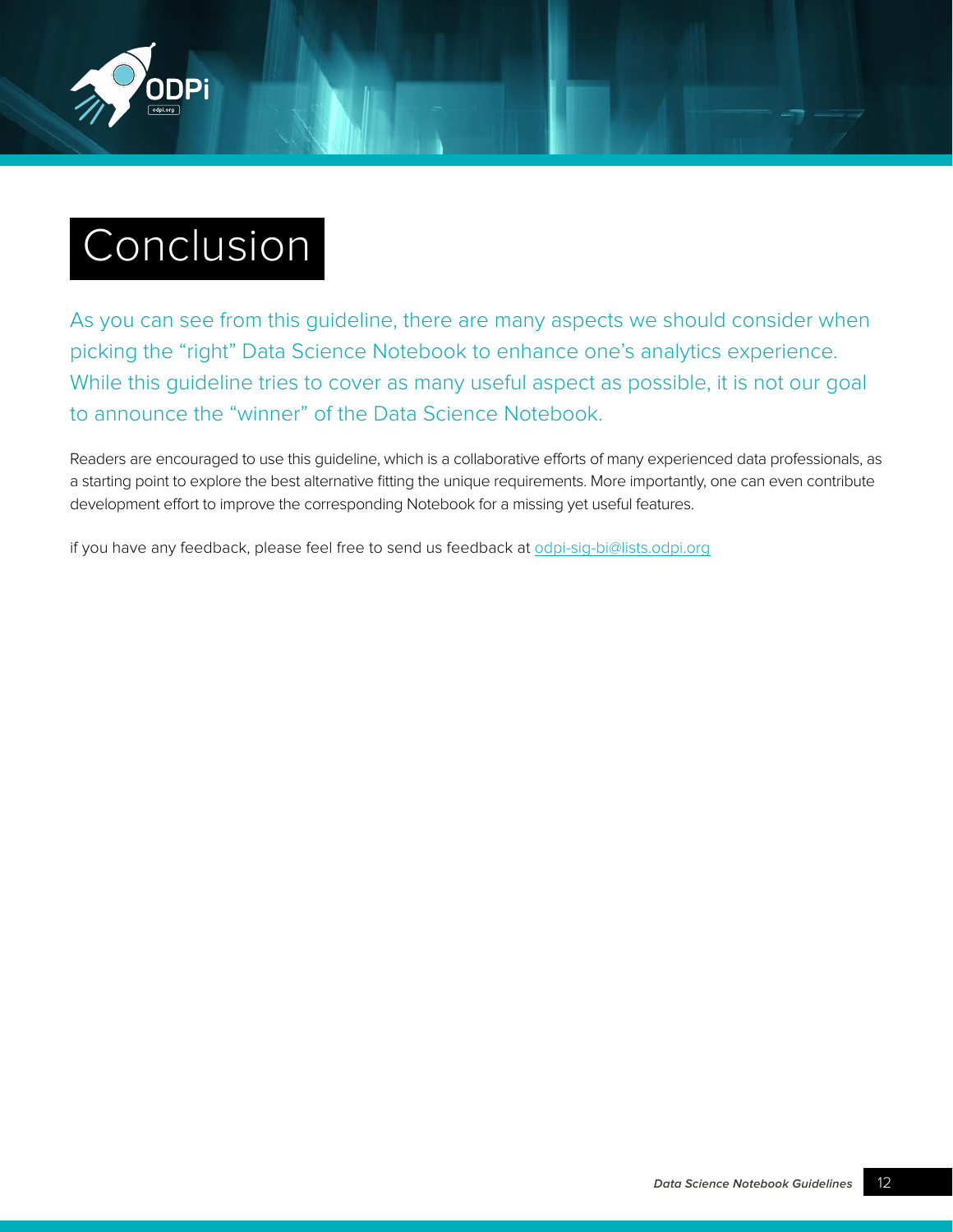# Conclusion

As you can see from this guideline, there are many aspects we should consider when picking the "right" Data Science Notebook to enhance one's analytics experience. While this guideline tries to cover as many useful aspect as possible, it is not our goal to announce the "winner" of the Data Science Notebook.

Readers are encouraged to use this guideline, which is a collaborative efforts of many experienced data professionals, as a starting point to explore the best alternative fitting the unique requirements. More importantly, one can even contribute development effort to improve the corresponding Notebook for a missing yet useful features.

if you have any feedback, please feel free to send us feedback at odpi-sig-bi@lists.odpi.org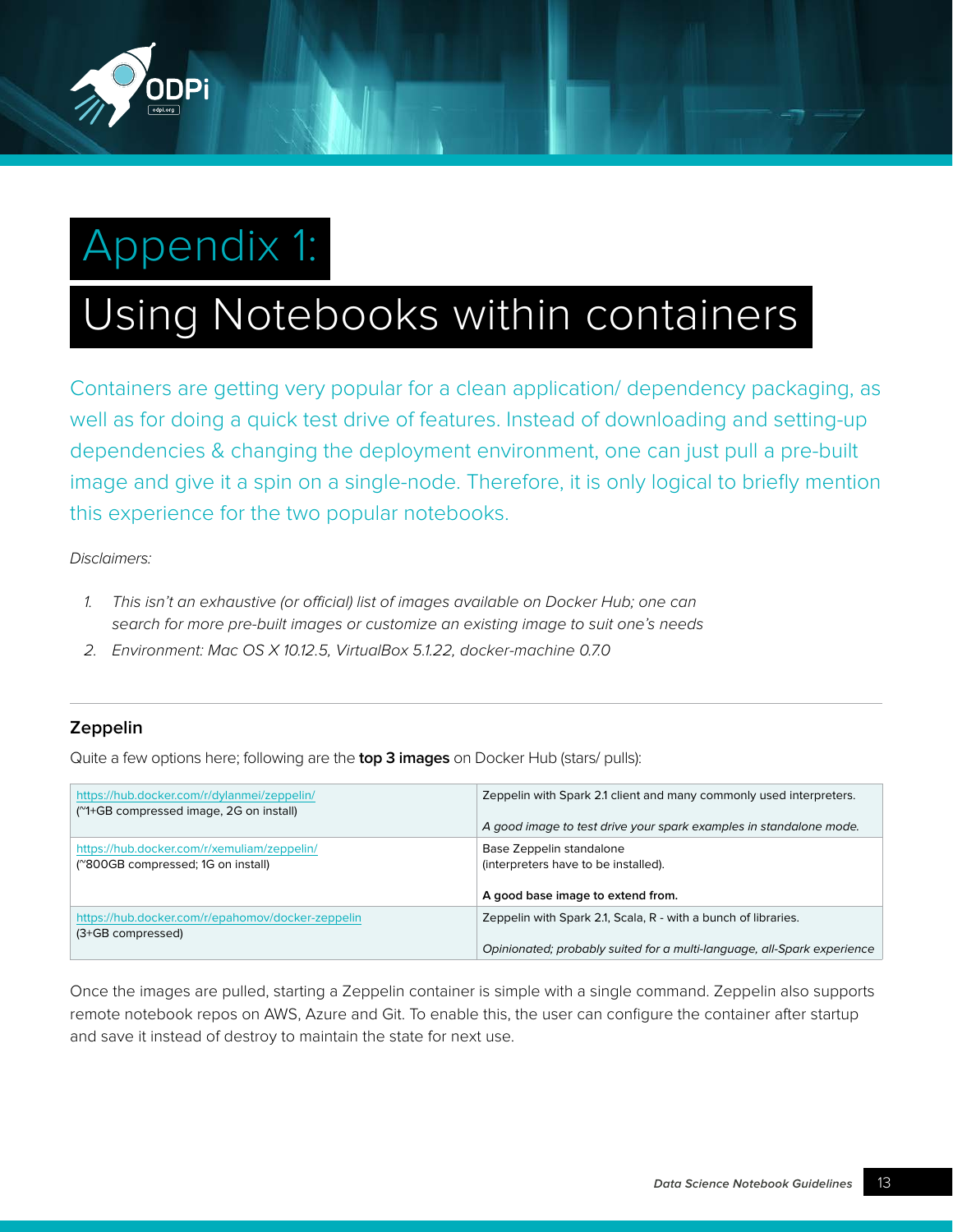# Appendix 1:

# Using Notebooks within containers

Containers are getting very popular for a clean application/ dependency packaging, as well as for doing a quick test drive of features. Instead of downloading and setting-up dependencies & changing the deployment environment, one can just pull a pre-built image and give it a spin on a single-node. Therefore, it is only logical to briefly mention this experience for the two popular notebooks.

*Disclaimers:*

1. *This isn't an exhaustive (or official) list of images available on Docker Hub; one can search for more pre-built images or customize an existing image to suit one's needs*
2. *Environment: Mac OS X 10.12.5, VirtualBox 5.1.22, docker-machine 0.7.0*

---

### Zeppelin

Quite a few options here; following are the **top 3 images** on Docker Hub (stars/ pulls):

| | |
|---|---|
| https://hub.docker.com/r/dylanmei/zeppelin/ (~1+GB compressed image, 2G on install) | Zeppelin with Spark 2.1 client and many commonly used interpreters. *A good image to test drive your spark examples in standalone mode.* |
| https://hub.docker.com/r/xemuliam/zeppelin/ (~800GB compressed; 1G on install) | Base Zeppelin standalone (interpreters have to be installed). **A good base image to extend from.** |
| https://hub.docker.com/r/epahomov/docker-zeppelin (3+GB compressed) | Zeppelin with Spark 2.1, Scala, R - with a bunch of libraries. *Opinionated; probably suited for a multi-language, all-Spark experience* |

Once the images are pulled, starting a Zeppelin container is simple with a single command. Zeppelin also supports remote notebook repos on AWS, Azure and Git. To enable this, the user can configure the container after startup and save it instead of destroy to maintain the state for next use.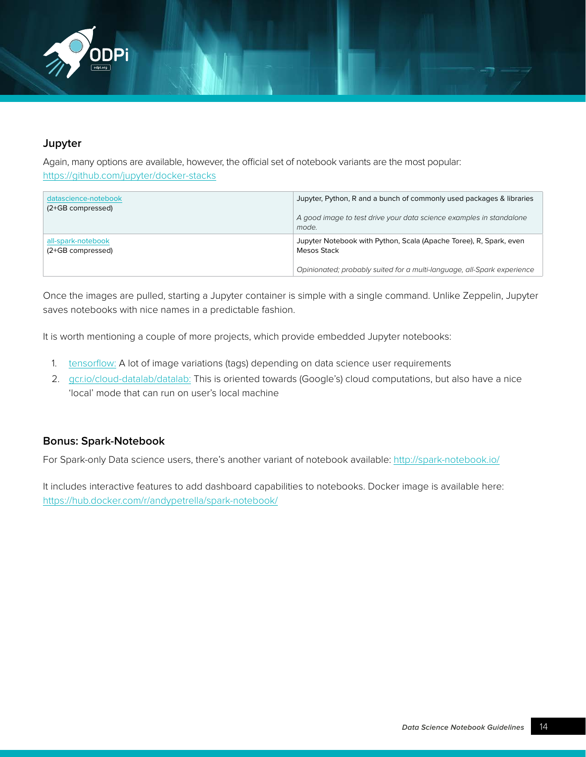### Jupyter

Again, many options are available, however, the official set of notebook variants are the most popular: https://github.com/jupyter/docker-stacks

| | |
|---|---|
| datascience-notebook<br>(2+GB compressed) | Jupyter, Python, R and a bunch of commonly used packages & libraries<br><br>*A good image to test drive your data science examples in standalone mode.* |
| all-spark-notebook<br>(2+GB compressed) | Jupyter Notebook with Python, Scala (Apache Toree), R, Spark, even Mesos Stack<br><br>*Opinionated; probably suited for a multi-language, all-Spark experience* |

Once the images are pulled, starting a Jupyter container is simple with a single command. Unlike Zeppelin, Jupyter saves notebooks with nice names in a predictable fashion.

It is worth mentioning a couple of more projects, which provide embedded Jupyter notebooks:

1. tensorflow: A lot of image variations (tags) depending on data science user requirements
2. gcr.io/cloud-datalab/datalab: This is oriented towards (Google's) cloud computations, but also have a nice 'local' mode that can run on user's local machine

### Bonus: Spark-Notebook

For Spark-only Data science users, there's another variant of notebook available: http://spark-notebook.io/

It includes interactive features to add dashboard capabilities to notebooks. Docker image is available here: https://hub.docker.com/r/andypetrella/spark-notebook/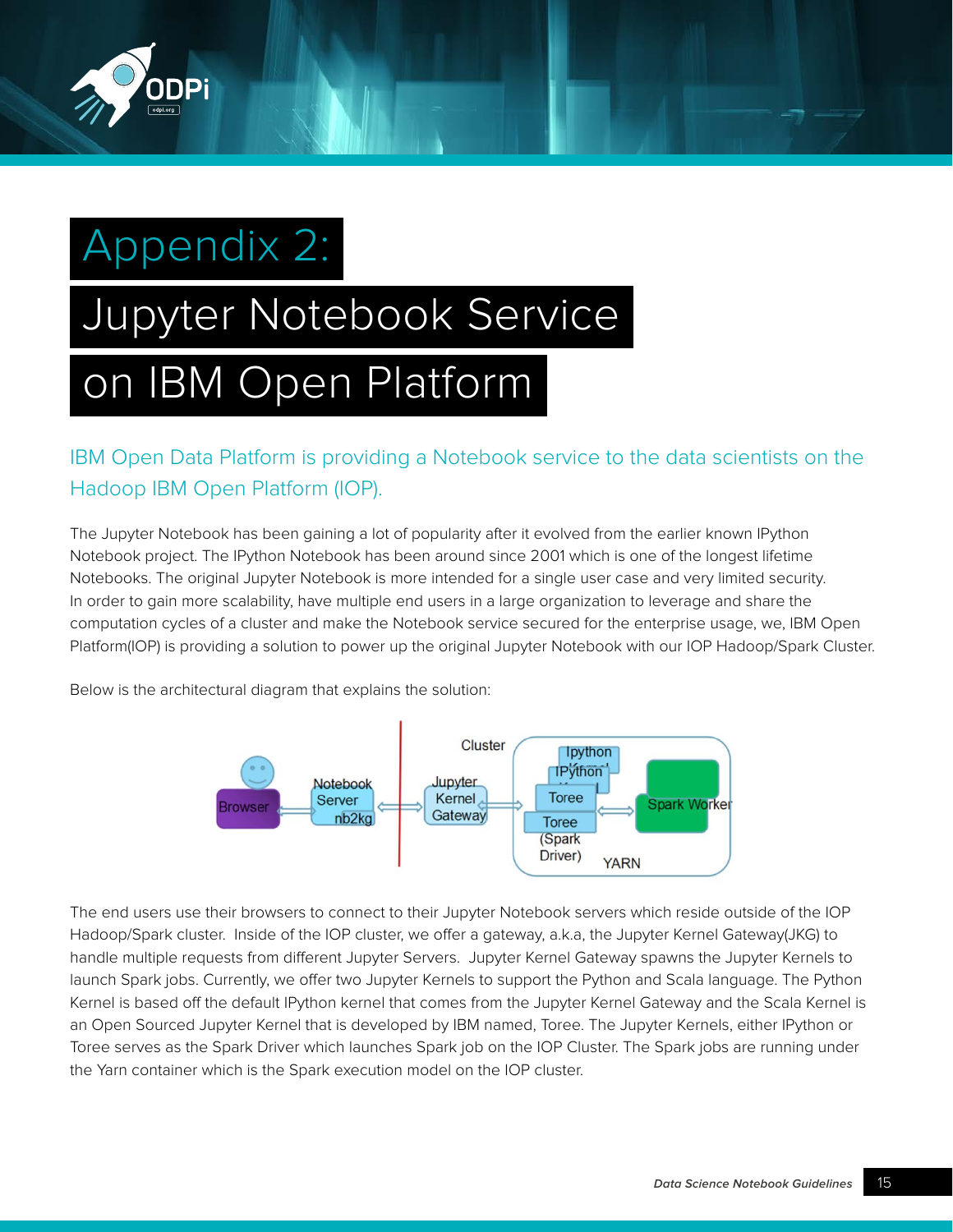# Appendix 2: Jupyter Notebook Service on IBM Open Platform

IBM Open Data Platform is providing a Notebook service to the data scientists on the Hadoop IBM Open Platform (IOP).

The Jupyter Notebook has been gaining a lot of popularity after it evolved from the earlier known IPython Notebook project. The IPython Notebook has been around since 2001 which is one of the longest lifetime Notebooks. The original Jupyter Notebook is more intended for a single user case and very limited security. In order to gain more scalability, have multiple end users in a large organization to leverage and share the computation cycles of a cluster and make the Notebook service secured for the enterprise usage, we, IBM Open Platform(IOP) is providing a solution to power up the original Jupyter Notebook with our IOP Hadoop/Spark Cluster.

Below is the architectural diagram that explains the solution:

The end users use their browsers to connect to their Jupyter Notebook servers which reside outside of the IOP Hadoop/Spark cluster. Inside of the IOP cluster, we offer a gateway, a.k.a, the Jupyter Kernel Gateway(JKG) to handle multiple requests from different Jupyter Servers. Jupyter Kernel Gateway spawns the Jupyter Kernels to launch Spark jobs. Currently, we offer two Jupyter Kernels to support the Python and Scala language. The Python Kernel is based off the default IPython kernel that comes from the Jupyter Kernel Gateway and the Scala Kernel is an Open Sourced Jupyter Kernel that is developed by IBM named, Toree. The Jupyter Kernels, either IPython or Toree serves as the Spark Driver which launches Spark job on the IOP Cluster. The Spark jobs are running under the Yarn container which is the Spark execution model on the IOP cluster.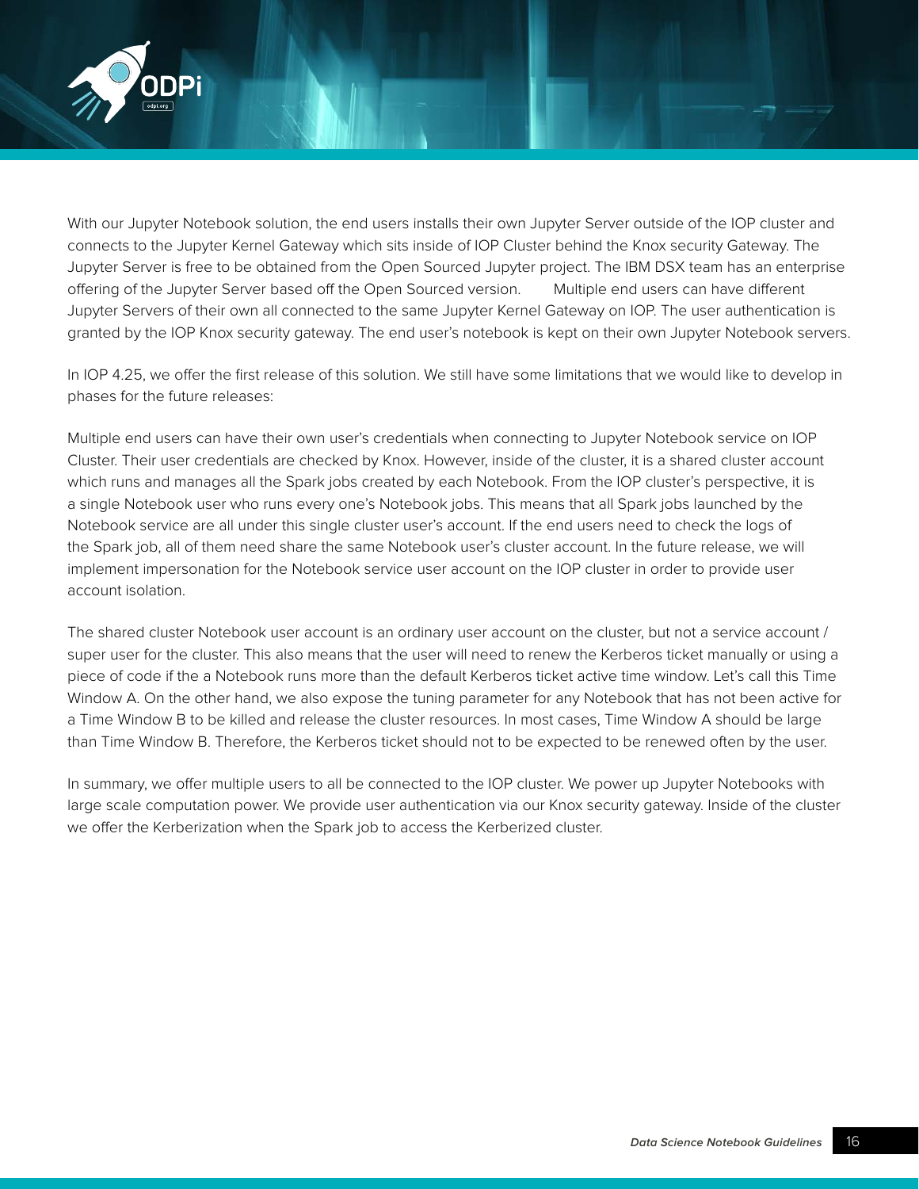With our Jupyter Notebook solution, the end users installs their own Jupyter Server outside of the IOP cluster and connects to the Jupyter Kernel Gateway which sits inside of IOP Cluster behind the Knox security Gateway. The Jupyter Server is free to be obtained from the Open Sourced Jupyter project. The IBM DSX team has an enterprise offering of the Jupyter Server based off the Open Sourced version. Multiple end users can have different Jupyter Servers of their own all connected to the same Jupyter Kernel Gateway on IOP. The user authentication is granted by the IOP Knox security gateway. The end user's notebook is kept on their own Jupyter Notebook servers.

In IOP 4.25, we offer the first release of this solution. We still have some limitations that we would like to develop in phases for the future releases:

Multiple end users can have their own user's credentials when connecting to Jupyter Notebook service on IOP Cluster. Their user credentials are checked by Knox. However, inside of the cluster, it is a shared cluster account which runs and manages all the Spark jobs created by each Notebook. From the IOP cluster's perspective, it is a single Notebook user who runs every one's Notebook jobs. This means that all Spark jobs launched by the Notebook service are all under this single cluster user's account. If the end users need to check the logs of the Spark job, all of them need share the same Notebook user's cluster account. In the future release, we will implement impersonation for the Notebook service user account on the IOP cluster in order to provide user account isolation.

The shared cluster Notebook user account is an ordinary user account on the cluster, but not a service account / super user for the cluster. This also means that the user will need to renew the Kerberos ticket manually or using a piece of code if the a Notebook runs more than the default Kerberos ticket active time window. Let's call this Time Window A. On the other hand, we also expose the tuning parameter for any Notebook that has not been active for a Time Window B to be killed and release the cluster resources. In most cases, Time Window A should be large than Time Window B. Therefore, the Kerberos ticket should not to be expected to be renewed often by the user.

In summary, we offer multiple users to all be connected to the IOP cluster. We power up Jupyter Notebooks with large scale computation power. We provide user authentication via our Knox security gateway. Inside of the cluster we offer the Kerberization when the Spark job to access the Kerberized cluster.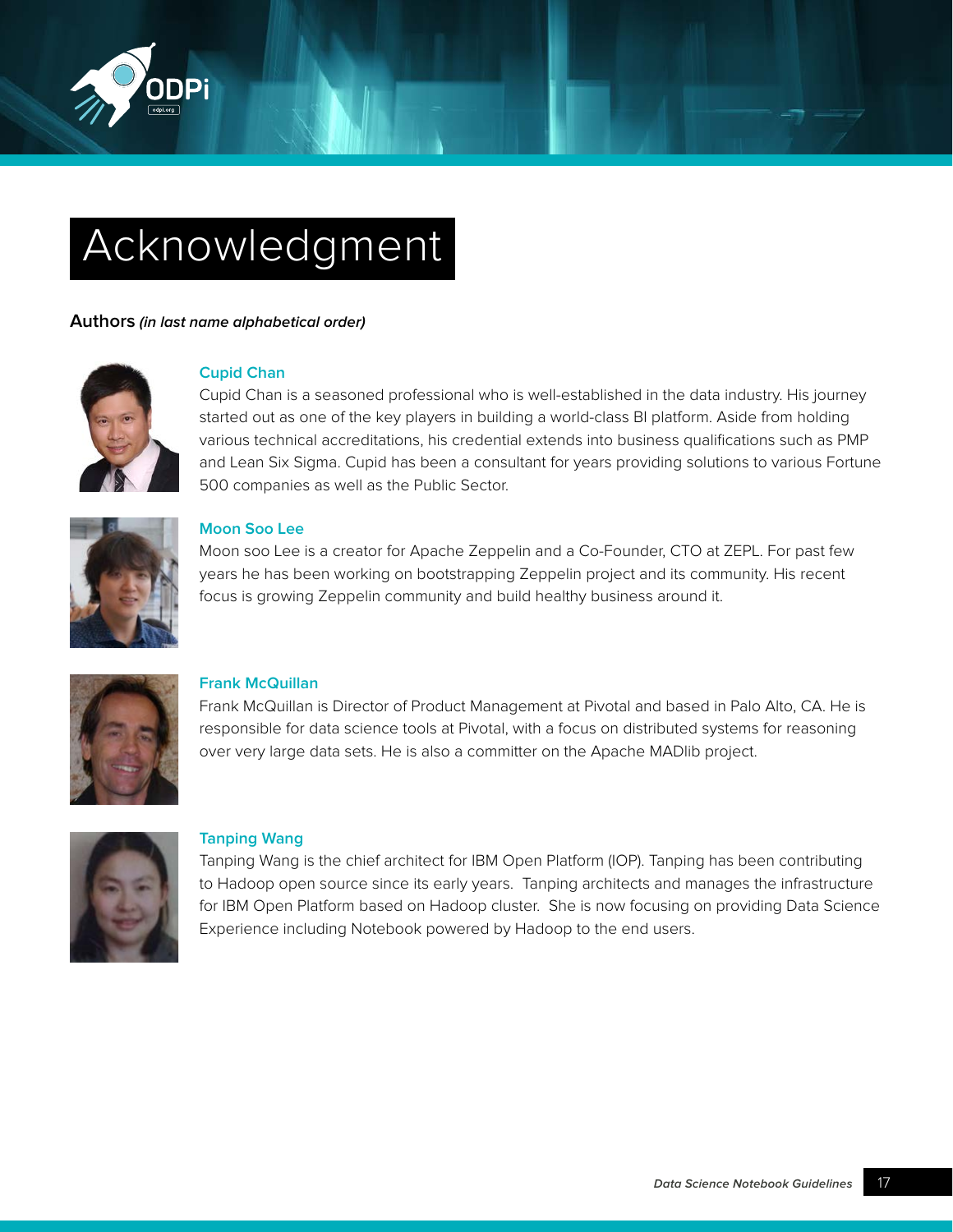# Acknowledgment

**Authors** ***(in last name alphabetical order)***

### Cupid Chan

Cupid Chan is a seasoned professional who is well-established in the data industry. His journey started out as one of the key players in building a world-class BI platform. Aside from holding various technical accreditations, his credential extends into business qualifications such as PMP and Lean Six Sigma. Cupid has been a consultant for years providing solutions to various Fortune 500 companies as well as the Public Sector.

### Moon Soo Lee

Moon soo Lee is a creator for Apache Zeppelin and a Co-Founder, CTO at ZEPL. For past few years he has been working on bootstrapping Zeppelin project and its community. His recent focus is growing Zeppelin community and build healthy business around it.

### Frank McQuillan

Frank McQuillan is Director of Product Management at Pivotal and based in Palo Alto, CA. He is responsible for data science tools at Pivotal, with a focus on distributed systems for reasoning over very large data sets. He is also a committer on the Apache MADlib project.

### Tanping Wang

Tanping Wang is the chief architect for IBM Open Platform (IOP). Tanping has been contributing to Hadoop open source since its early years. Tanping architects and manages the infrastructure for IBM Open Platform based on Hadoop cluster. She is now focusing on providing Data Science Experience including Notebook powered by Hadoop to the end users.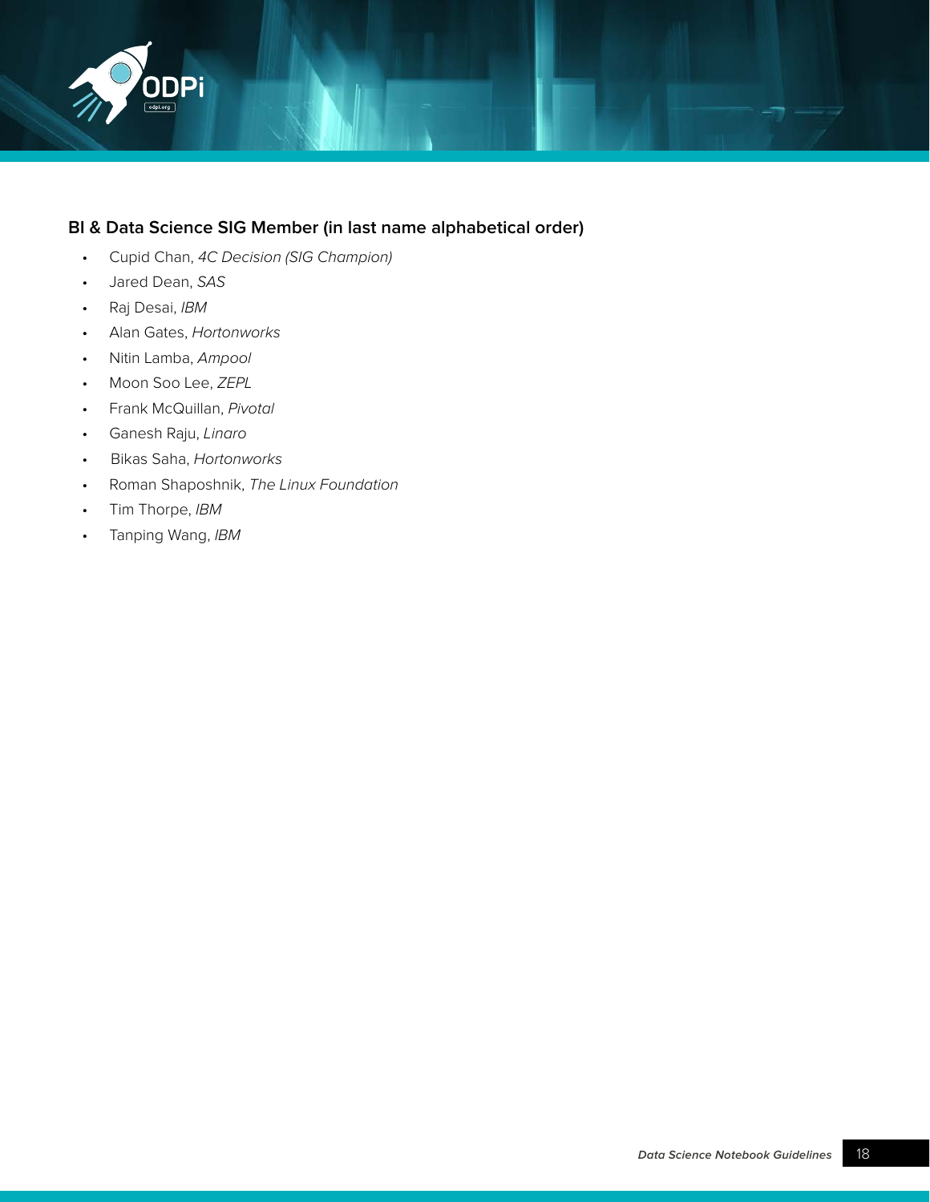### BI & Data Science SIG Member (in last name alphabetical order)

- Cupid Chan, *4C Decision (SIG Champion)*
- Jared Dean, *SAS*
- Raj Desai, *IBM*
- Alan Gates, *Hortonworks*
- Nitin Lamba, *Ampool*
- Moon Soo Lee, *ZEPL*
- Frank McQuillan, *Pivotal*
- Ganesh Raju, *Linaro*
- Bikas Saha, *Hortonworks*
- Roman Shaposhnik, *The Linux Foundation*
- Tim Thorpe, *IBM*
- Tanping Wang, *IBM*